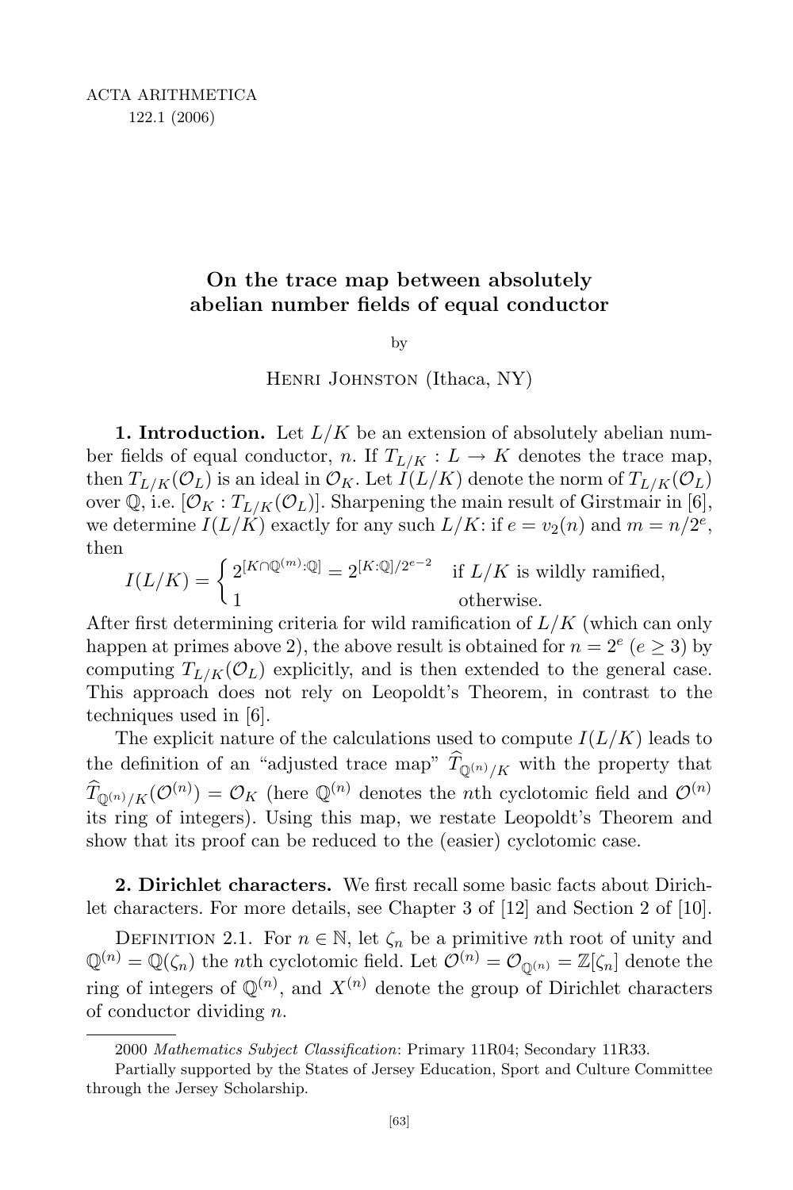ACTA ARITHMETICA
122.1 (2006)

# On the trace map between absolutely abelian number fields of equal conductor

by

HENRI JOHNSTON (Ithaca, NY)

**1. Introduction.** Let $L/K$ be an extension of absolutely abelian number fields of equal conductor, $n$. If $T_{L/K} : L \to K$ denotes the trace map, then $T_{L/K}(\mathcal{O}_L)$ is an ideal in $\mathcal{O}_K$. Let $I(L/K)$ denote the norm of $T_{L/K}(\mathcal{O}_L)$ over $\mathbb{Q}$, i.e. $[\mathcal{O}_K : T_{L/K}(\mathcal{O}_L)]$. Sharpening the main result of Girstmair in [6], we determine $I(L/K)$ exactly for any such $L/K$: if $e = v_2(n)$ and $m = n/2^e$, then

$$I(L/K) = \begin{cases} 2^{[K \cap \mathbb{Q}^{(m)} : \mathbb{Q}]} = 2^{[K:\mathbb{Q}]/2^{e-2}} & \text{if } L/K \text{ is wildly ramified,} \\ 1 & \text{otherwise.} \end{cases}$$

After first determining criteria for wild ramification of $L/K$ (which can only happen at primes above 2), the above result is obtained for $n = 2^e$ ($e \geq 3$) by computing $T_{L/K}(\mathcal{O}_L)$ explicitly, and is then extended to the general case. This approach does not rely on Leopoldt's Theorem, in contrast to the techniques used in [6].

The explicit nature of the calculations used to compute $I(L/K)$ leads to the definition of an "adjusted trace map" $\widehat{T}_{\mathbb{Q}^{(n)}/K}$ with the property that $\widehat{T}_{\mathbb{Q}^{(n)}/K}(\mathcal{O}^{(n)}) = \mathcal{O}_K$ (here $\mathbb{Q}^{(n)}$ denotes the $n$th cyclotomic field and $\mathcal{O}^{(n)}$ its ring of integers). Using this map, we restate Leopoldt's Theorem and show that its proof can be reduced to the (easier) cyclotomic case.

**2. Dirichlet characters.** We first recall some basic facts about Dirichlet characters. For more details, see Chapter 3 of [12] and Section 2 of [10].

DEFINITION 2.1. For $n \in \mathbb{N}$, let $\zeta_n$ be a primitive $n$th root of unity and $\mathbb{Q}^{(n)} = \mathbb{Q}(\zeta_n)$ the $n$th cyclotomic field. Let $\mathcal{O}^{(n)} = \mathcal{O}_{\mathbb{Q}^{(n)}} = \mathbb{Z}[\zeta_n]$ denote the ring of integers of $\mathbb{Q}^{(n)}$, and $X^{(n)}$ denote the group of Dirichlet characters of conductor dividing $n$.

---

2000 *Mathematics Subject Classification*: Primary 11R04; Secondary 11R33.

Partially supported by the States of Jersey Education, Sport and Culture Committee through the Jersey Scholarship.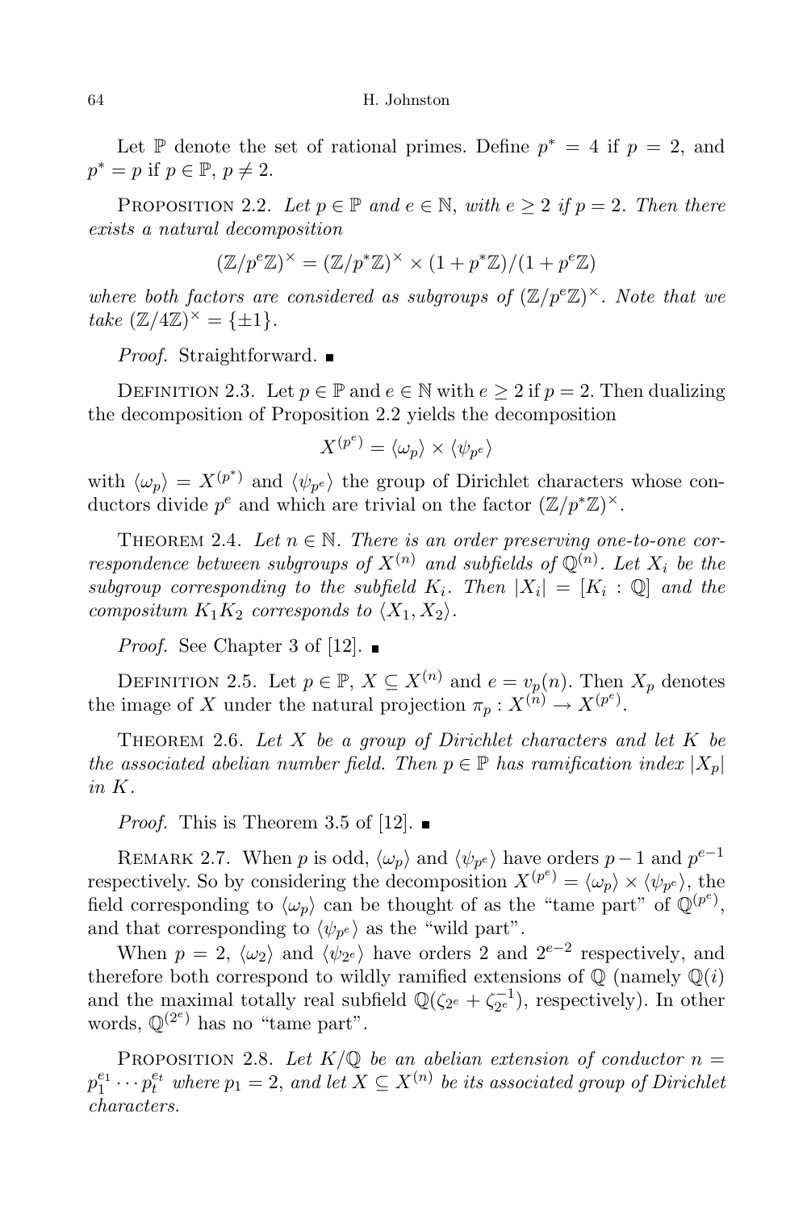Let $\mathbb{P}$ denote the set of rational primes. Define $p^* = 4$ if $p = 2$, and $p^* = p$ if $p \in \mathbb{P}$, $p \neq 2$.

Proposition 2.2. *Let $p \in \mathbb{P}$ and $e \in \mathbb{N}$, with $e \geq 2$ if $p = 2$. Then there exists a natural decomposition*

$$(\mathbb{Z}/p^e\mathbb{Z})^\times = (\mathbb{Z}/p^*\mathbb{Z})^\times \times (1 + p^*\mathbb{Z})/(1 + p^e\mathbb{Z})$$

*where both factors are considered as subgroups of $(\mathbb{Z}/p^e\mathbb{Z})^\times$. Note that we take $(\mathbb{Z}/4\mathbb{Z})^\times = \{\pm 1\}$.*

*Proof.* Straightforward. ∎

Definition 2.3. Let $p \in \mathbb{P}$ and $e \in \mathbb{N}$ with $e \geq 2$ if $p = 2$. Then dualizing the decomposition of Proposition 2.2 yields the decomposition

$$X^{(p^e)} = \langle \omega_p \rangle \times \langle \psi_{p^e} \rangle$$

with $\langle \omega_p \rangle = X^{(p^*)}$ and $\langle \psi_{p^e} \rangle$ the group of Dirichlet characters whose conductors divide $p^e$ and which are trivial on the factor $(\mathbb{Z}/p^*\mathbb{Z})^\times$.

Theorem 2.4. *Let $n \in \mathbb{N}$. There is an order preserving one-to-one correspondence between subgroups of $X^{(n)}$ and subfields of $\mathbb{Q}^{(n)}$. Let $X_i$ be the subgroup corresponding to the subfield $K_i$. Then $|X_i| = [K_i : \mathbb{Q}]$ and the compositum $K_1K_2$ corresponds to $\langle X_1, X_2 \rangle$.*

*Proof.* See Chapter 3 of [12]. ∎

Definition 2.5. Let $p \in \mathbb{P}$, $X \subseteq X^{(n)}$ and $e = v_p(n)$. Then $X_p$ denotes the image of $X$ under the natural projection $\pi_p : X^{(n)} \to X^{(p^e)}$.

Theorem 2.6. *Let $X$ be a group of Dirichlet characters and let $K$ be the associated abelian number field. Then $p \in \mathbb{P}$ has ramification index $|X_p|$ in $K$.*

*Proof.* This is Theorem 3.5 of [12]. ∎

Remark 2.7. When $p$ is odd, $\langle \omega_p \rangle$ and $\langle \psi_{p^e} \rangle$ have orders $p-1$ and $p^{e-1}$ respectively. So by considering the decomposition $X^{(p^e)} = \langle \omega_p \rangle \times \langle \psi_{p^e} \rangle$, the field corresponding to $\langle \omega_p \rangle$ can be thought of as the "tame part" of $\mathbb{Q}^{(p^e)}$, and that corresponding to $\langle \psi_{p^e} \rangle$ as the "wild part".

When $p = 2$, $\langle \omega_2 \rangle$ and $\langle \psi_{2^e} \rangle$ have orders 2 and $2^{e-2}$ respectively, and therefore both correspond to wildly ramified extensions of $\mathbb{Q}$ (namely $\mathbb{Q}(i)$ and the maximal totally real subfield $\mathbb{Q}(\zeta_{2^e} + \zeta_{2^e}^{-1})$, respectively). In other words, $\mathbb{Q}^{(2^e)}$ has no "tame part".

Proposition 2.8. *Let $K/\mathbb{Q}$ be an abelian extension of conductor $n = p_1^{e_1} \cdots p_t^{e_t}$ where $p_1 = 2$, and let $X \subseteq X^{(n)}$ be its associated group of Dirichlet characters.*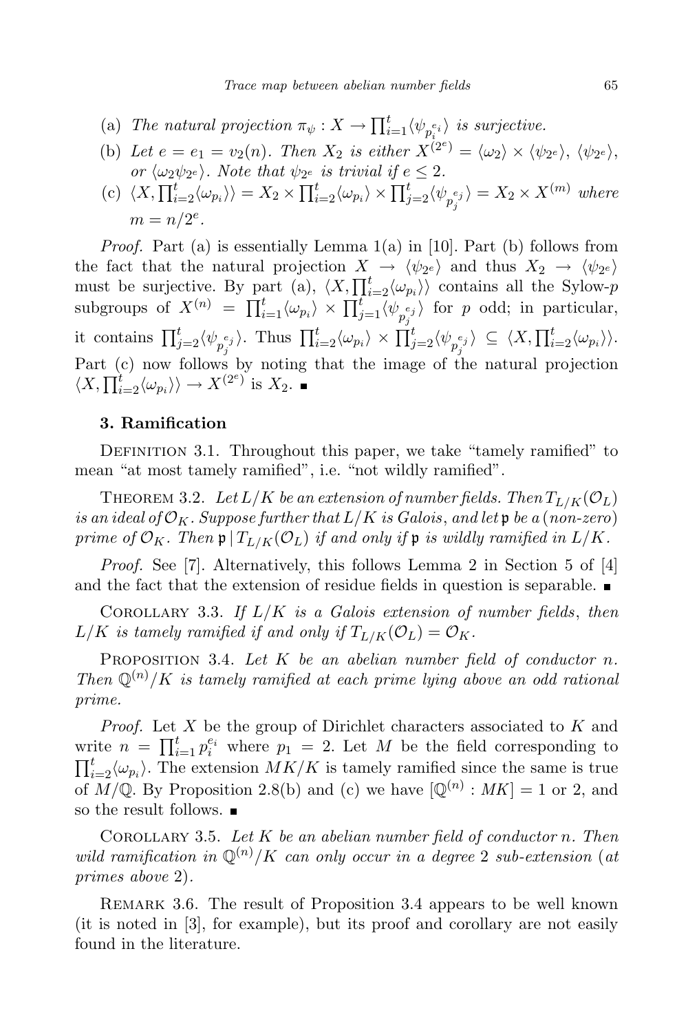(a) *The natural projection* $\pi_\psi : X \to \prod_{i=1}^t \langle \psi_{p_i^{e_i}} \rangle$ *is surjective.*

(b) *Let* $e = e_1 = v_2(n)$. *Then* $X_2$ *is either* $X^{(2^e)} = \langle \omega_2 \rangle \times \langle \psi_{2^e} \rangle$, $\langle \psi_{2^e} \rangle$, *or* $\langle \omega_2 \psi_{2^e} \rangle$. *Note that* $\psi_{2^e}$ *is trivial if* $e \leq 2$.

(c) $\langle X, \prod_{i=2}^t \langle \omega_{p_i} \rangle \rangle = X_2 \times \prod_{i=2}^t \langle \omega_{p_i} \rangle \times \prod_{j=2}^t \langle \psi_{p_j^{e_j}} \rangle = X_2 \times X^{(m)}$ *where* $m = n/2^e$.

*Proof.* Part (a) is essentially Lemma 1(a) in [10]. Part (b) follows from the fact that the natural projection $X \to \langle \psi_{2^e} \rangle$ and thus $X_2 \to \langle \psi_{2^e} \rangle$ must be surjective. By part (a), $\langle X, \prod_{i=2}^t \langle \omega_{p_i} \rangle \rangle$ contains all the Sylow-$p$ subgroups of $X^{(n)} = \prod_{i=1}^t \langle \omega_{p_i} \rangle \times \prod_{j=1}^t \langle \psi_{p_j^{e_j}} \rangle$ for $p$ odd; in particular, it contains $\prod_{j=2}^t \langle \psi_{p_j^{e_j}} \rangle$. Thus $\prod_{i=2}^t \langle \omega_{p_i} \rangle \times \prod_{j=2}^t \langle \psi_{p_j^{e_j}} \rangle \subseteq \langle X, \prod_{i=2}^t \langle \omega_{p_i} \rangle \rangle$. Part (c) now follows by noting that the image of the natural projection $\langle X, \prod_{i=2}^t \langle \omega_{p_i} \rangle \rangle \to X^{(2^e)}$ is $X_2$. ∎

## 3. Ramification

Definition 3.1. Throughout this paper, we take "tamely ramified" to mean "at most tamely ramified", i.e. "not wildly ramified".

Theorem 3.2. *Let* $L/K$ *be an extension of number fields. Then* $T_{L/K}(\mathcal{O}_L)$ *is an ideal of* $\mathcal{O}_K$. *Suppose further that* $L/K$ *is Galois, and let* $\mathfrak{p}$ *be a (non-zero) prime of* $\mathcal{O}_K$. *Then* $\mathfrak{p} \mid T_{L/K}(\mathcal{O}_L)$ *if and only if* $\mathfrak{p}$ *is wildly ramified in* $L/K$.

*Proof.* See [7]. Alternatively, this follows Lemma 2 in Section 5 of [4] and the fact that the extension of residue fields in question is separable. ∎

Corollary 3.3. *If* $L/K$ *is a Galois extension of number fields, then* $L/K$ *is tamely ramified if and only if* $T_{L/K}(\mathcal{O}_L) = \mathcal{O}_K$.

Proposition 3.4. *Let* $K$ *be an abelian number field of conductor* $n$. *Then* $\mathbb{Q}^{(n)}/K$ *is tamely ramified at each prime lying above an odd rational prime.*

*Proof.* Let $X$ be the group of Dirichlet characters associated to $K$ and write $n = \prod_{i=1}^t p_i^{e_i}$ where $p_1 = 2$. Let $M$ be the field corresponding to $\prod_{i=2}^t \langle \omega_{p_i} \rangle$. The extension $MK/K$ is tamely ramified since the same is true of $M/\mathbb{Q}$. By Proposition 2.8(b) and (c) we have $[\mathbb{Q}^{(n)} : MK] = 1$ or $2$, and so the result follows. ∎

Corollary 3.5. *Let* $K$ *be an abelian number field of conductor* $n$. *Then wild ramification in* $\mathbb{Q}^{(n)}/K$ *can only occur in a degree* 2 *sub-extension (at primes above* 2*).*

Remark 3.6. The result of Proposition 3.4 appears to be well known (it is noted in [3], for example), but its proof and corollary are not easily found in the literature.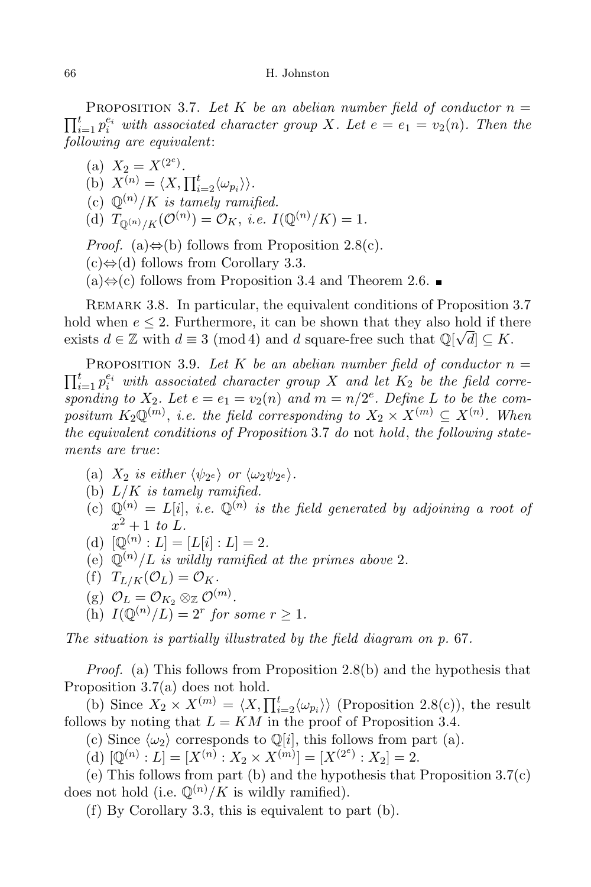Proposition 3.7. *Let $K$ be an abelian number field of conductor $n = \prod_{i=1}^{t} p_i^{e_i}$ with associated character group $X$. Let $e = e_1 = v_2(n)$. Then the following are equivalent*:

(a) $X_2 = X^{(2^e)}$.

(b) $X^{(n)} = \langle X, \prod_{i=2}^{t} \langle \omega_{p_i} \rangle \rangle$.

(c) $\mathbb{Q}^{(n)}/K$ *is tamely ramified.*

(d) $T_{\mathbb{Q}^{(n)}/K}(\mathcal{O}^{(n)}) = \mathcal{O}_K$, *i.e.* $I(\mathbb{Q}^{(n)}/K) = 1$.

*Proof.* (a)⇔(b) follows from Proposition 2.8(c).

(c)⇔(d) follows from Corollary 3.3.

(a)⇔(c) follows from Proposition 3.4 and Theorem 2.6. ∎

Remark 3.8. In particular, the equivalent conditions of Proposition 3.7 hold when $e \leq 2$. Furthermore, it can be shown that they also hold if there exists $d \in \mathbb{Z}$ with $d \equiv 3 \pmod 4$ and $d$ square-free such that $\mathbb{Q}[\sqrt{d}] \subseteq K$.

Proposition 3.9. *Let $K$ be an abelian number field of conductor $n = \prod_{i=1}^{t} p_i^{e_i}$ with associated character group $X$ and let $K_2$ be the field corresponding to $X_2$. Let $e = e_1 = v_2(n)$ and $m = n/2^e$. Define $L$ to be the compositum $K_2\mathbb{Q}^{(m)}$, i.e. the field corresponding to $X_2 \times X^{(m)} \subseteq X^{(n)}$. When the equivalent conditions of Proposition* 3.7 *do* not *hold*, *the following statements are true*:

(a) $X_2$ *is either* $\langle \psi_{2^e} \rangle$ *or* $\langle \omega_2 \psi_{2^e} \rangle$.

(b) $L/K$ *is tamely ramified.*

(c) $\mathbb{Q}^{(n)} = L[i]$, *i.e.* $\mathbb{Q}^{(n)}$ *is the field generated by adjoining a root of* $x^2 + 1$ *to* $L$.

(d) $[\mathbb{Q}^{(n)} : L] = [L[i] : L] = 2$.

(e) $\mathbb{Q}^{(n)}/L$ *is wildly ramified at the primes above* 2.

(f) $T_{L/K}(\mathcal{O}_L) = \mathcal{O}_K$.

(g) $\mathcal{O}_L = \mathcal{O}_{K_2} \otimes_{\mathbb{Z}} \mathcal{O}^{(m)}$.

(h) $I(\mathbb{Q}^{(n)}/L) = 2^r$ *for some* $r \geq 1$.

*The situation is partially illustrated by the field diagram on p.* 67.

*Proof.* (a) This follows from Proposition 2.8(b) and the hypothesis that Proposition 3.7(a) does not hold.

(b) Since $X_2 \times X^{(m)} = \langle X, \prod_{i=2}^{t} \langle \omega_{p_i} \rangle \rangle$ (Proposition 2.8(c)), the result follows by noting that $L = KM$ in the proof of Proposition 3.4.

(c) Since $\langle \omega_2 \rangle$ corresponds to $\mathbb{Q}[i]$, this follows from part (a).

(d) $[\mathbb{Q}^{(n)} : L] = [X^{(n)} : X_2 \times X^{(m)}] = [X^{(2^e)} : X_2] = 2$.

(e) This follows from part (b) and the hypothesis that Proposition 3.7(c) does not hold (i.e. $\mathbb{Q}^{(n)}/K$ is wildly ramified).

(f) By Corollary 3.3, this is equivalent to part (b).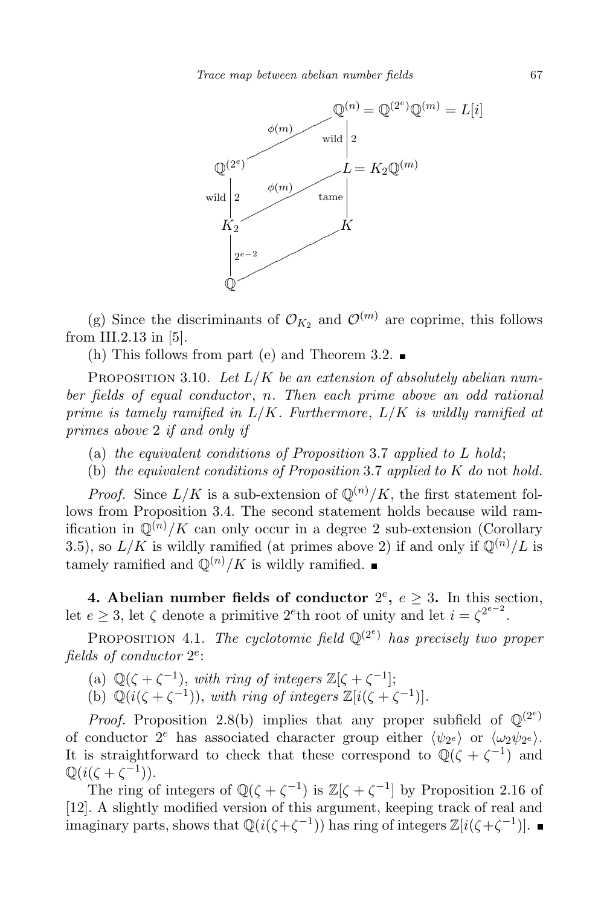(g) Since the discriminants of $\mathcal{O}_{K_2}$ and $\mathcal{O}^{(m)}$ are coprime, this follows from III.2.13 in [5].

(h) This follows from part (e) and Theorem 3.2. ∎

PROPOSITION 3.10. *Let $L/K$ be an extension of absolutely abelian number fields of equal conductor, $n$. Then each prime above an odd rational prime is tamely ramified in $L/K$. Furthermore, $L/K$ is wildly ramified at primes above 2 if and only if*

(a) *the equivalent conditions of Proposition 3.7 applied to $L$ hold*;

(b) *the equivalent conditions of Proposition 3.7 applied to $K$ do* not *hold.*

*Proof.* Since $L/K$ is a sub-extension of $\mathbb{Q}^{(n)}/K$, the first statement follows from Proposition 3.4. The second statement holds because wild ramification in $\mathbb{Q}^{(n)}/K$ can only occur in a degree 2 sub-extension (Corollary 3.5), so $L/K$ is wildly ramified (at primes above 2) if and only if $\mathbb{Q}^{(n)}/L$ is tamely ramified and $\mathbb{Q}^{(n)}/K$ is wildly ramified. ∎

## 4. Abelian number fields of conductor $2^e$, $e \geq 3$.

In this section, let $e \geq 3$, let $\zeta$ denote a primitive $2^e$th root of unity and let $i = \zeta^{2^{e-2}}$.

PROPOSITION 4.1. *The cyclotomic field $\mathbb{Q}^{(2^e)}$ has precisely two proper fields of conductor $2^e$*:

(a) *$\mathbb{Q}(\zeta + \zeta^{-1})$, with ring of integers $\mathbb{Z}[\zeta + \zeta^{-1}]$*;

(b) *$\mathbb{Q}(i(\zeta + \zeta^{-1}))$, with ring of integers $\mathbb{Z}[i(\zeta + \zeta^{-1})]$.*

*Proof.* Proposition 2.8(b) implies that any proper subfield of $\mathbb{Q}^{(2^e)}$ of conductor $2^e$ has associated character group either $\langle \psi_{2^e} \rangle$ or $\langle \omega_2 \psi_{2^e} \rangle$. It is straightforward to check that these correspond to $\mathbb{Q}(\zeta + \zeta^{-1})$ and $\mathbb{Q}(i(\zeta + \zeta^{-1}))$.

The ring of integers of $\mathbb{Q}(\zeta + \zeta^{-1})$ is $\mathbb{Z}[\zeta + \zeta^{-1}]$ by Proposition 2.16 of [12]. A slightly modified version of this argument, keeping track of real and imaginary parts, shows that $\mathbb{Q}(i(\zeta+\zeta^{-1}))$ has ring of integers $\mathbb{Z}[i(\zeta+\zeta^{-1})]$. ∎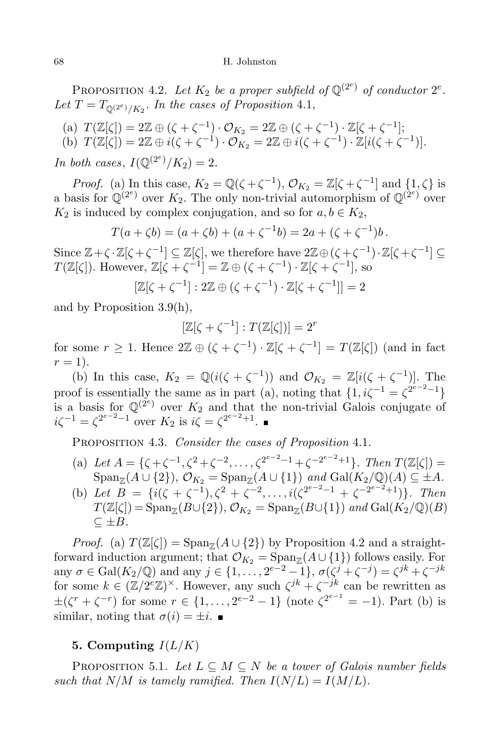Proposition 4.2. *Let $K_2$ be a proper subfield of $\mathbb{Q}^{(2^e)}$ of conductor $2^e$. Let $T = T_{\mathbb{Q}^{(2^e)}/K_2}$. In the cases of Proposition* 4.1,

(a) $T(\mathbb{Z}[\zeta]) = 2\mathbb{Z} \oplus (\zeta + \zeta^{-1}) \cdot \mathcal{O}_{K_2} = 2\mathbb{Z} \oplus (\zeta + \zeta^{-1}) \cdot \mathbb{Z}[\zeta + \zeta^{-1}]$;

(b) $T(\mathbb{Z}[\zeta]) = 2\mathbb{Z} \oplus i(\zeta + \zeta^{-1}) \cdot \mathcal{O}_{K_2} = 2\mathbb{Z} \oplus i(\zeta + \zeta^{-1}) \cdot \mathbb{Z}[i(\zeta + \zeta^{-1})]$.

*In both cases*, $I(\mathbb{Q}^{(2^e)}/K_2) = 2$.

*Proof.* (a) In this case, $K_2 = \mathbb{Q}(\zeta + \zeta^{-1})$, $\mathcal{O}_{K_2} = \mathbb{Z}[\zeta + \zeta^{-1}]$ and $\{1, \zeta\}$ is a basis for $\mathbb{Q}^{(2^e)}$ over $K_2$. The only non-trivial automorphism of $\mathbb{Q}^{(2^e)}$ over $K_2$ is induced by complex conjugation, and so for $a, b \in K_2$,

$$T(a + \zeta b) = (a + \zeta b) + (a + \zeta^{-1} b) = 2a + (\zeta + \zeta^{-1}) b\,.$$

Since $\mathbb{Z} + \zeta \cdot \mathbb{Z}[\zeta + \zeta^{-1}] \subseteq \mathbb{Z}[\zeta]$, we therefore have $2\mathbb{Z} \oplus (\zeta + \zeta^{-1}) \cdot \mathbb{Z}[\zeta + \zeta^{-1}] \subseteq T(\mathbb{Z}[\zeta])$. However, $\mathbb{Z}[\zeta + \zeta^{-1}] = \mathbb{Z} \oplus (\zeta + \zeta^{-1}) \cdot \mathbb{Z}[\zeta + \zeta^{-1}]$, so

$$[\mathbb{Z}[\zeta + \zeta^{-1}] : 2\mathbb{Z} \oplus (\zeta + \zeta^{-1}) \cdot \mathbb{Z}[\zeta + \zeta^{-1}]] = 2$$

and by Proposition 3.9(h),

$$[\mathbb{Z}[\zeta + \zeta^{-1}] : T(\mathbb{Z}[\zeta])] = 2^r$$

for some $r \geq 1$. Hence $2\mathbb{Z} \oplus (\zeta + \zeta^{-1}) \cdot \mathbb{Z}[\zeta + \zeta^{-1}] = T(\mathbb{Z}[\zeta])$ (and in fact $r = 1$).

(b) In this case, $K_2 = \mathbb{Q}(i(\zeta + \zeta^{-1}))$ and $\mathcal{O}_{K_2} = \mathbb{Z}[i(\zeta + \zeta^{-1})]$. The proof is essentially the same as in part (a), noting that $\{1, i\zeta^{-1} = \zeta^{2^{e-2}-1}\}$ is a basis for $\mathbb{Q}^{(2^e)}$ over $K_2$ and that the non-trivial Galois conjugate of $i\zeta^{-1} = \zeta^{2^{e-2}-1}$ over $K_2$ is $i\zeta = \zeta^{2^{e-2}+1}$. ∎

Proposition 4.3. *Consider the cases of Proposition* 4.1.

(a) *Let $A = \{\zeta + \zeta^{-1}, \zeta^2 + \zeta^{-2}, \ldots, \zeta^{2^{e-2}-1} + \zeta^{-2^{e-2}+1}\}$. Then $T(\mathbb{Z}[\zeta]) = \mathrm{Span}_{\mathbb{Z}}(A \cup \{2\})$, $\mathcal{O}_{K_2} = \mathrm{Span}_{\mathbb{Z}}(A \cup \{1\})$ and $\mathrm{Gal}(K_2/\mathbb{Q})(A) \subseteq \pm A$.*

(b) *Let $B = \{i(\zeta + \zeta^{-1}), \zeta^2 + \zeta^{-2}, \ldots, i(\zeta^{2^{e-2}-1} + \zeta^{-2^{e-2}+1})\}$. Then $T(\mathbb{Z}[\zeta]) = \mathrm{Span}_{\mathbb{Z}}(B \cup \{2\})$, $\mathcal{O}_{K_2} = \mathrm{Span}_{\mathbb{Z}}(B \cup \{1\})$ and $\mathrm{Gal}(K_2/\mathbb{Q})(B) \subseteq \pm B$.*

*Proof.* (a) $T(\mathbb{Z}[\zeta]) = \mathrm{Span}_{\mathbb{Z}}(A \cup \{2\})$ by Proposition 4.2 and a straightforward induction argument; that $\mathcal{O}_{K_2} = \mathrm{Span}_{\mathbb{Z}}(A \cup \{1\})$ follows easily. For any $\sigma \in \mathrm{Gal}(K_2/\mathbb{Q})$ and any $j \in \{1, \ldots, 2^{e-2} - 1\}$, $\sigma(\zeta^j + \zeta^{-j}) = \zeta^{jk} + \zeta^{-jk}$ for some $k \in (\mathbb{Z}/2^e\mathbb{Z})^\times$. However, any such $\zeta^{jk} + \zeta^{-jk}$ can be rewritten as $\pm(\zeta^r + \zeta^{-r})$ for some $r \in \{1, \ldots, 2^{e-2} - 1\}$ (note $\zeta^{2^{e-1}} = -1$). Part (b) is similar, noting that $\sigma(i) = \pm i$. ∎

## 5. Computing $I(L/K)$

Proposition 5.1. *Let $L \subseteq M \subseteq N$ be a tower of Galois number fields such that $N/M$ is tamely ramified. Then $I(N/L) = I(M/L)$.*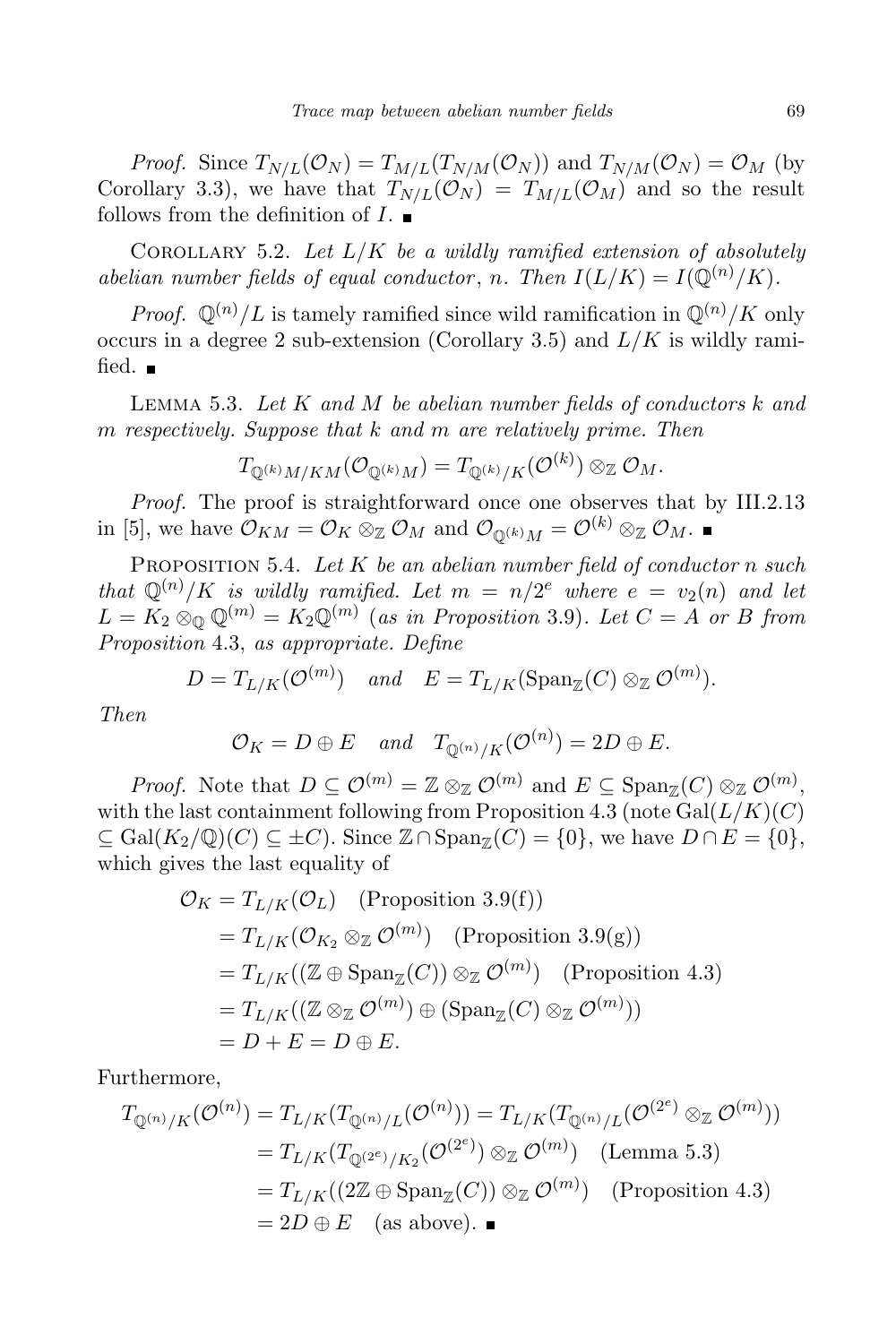*Proof.* Since $T_{N/L}(\mathcal{O}_N) = T_{M/L}(T_{N/M}(\mathcal{O}_N))$ and $T_{N/M}(\mathcal{O}_N) = \mathcal{O}_M$ (by Corollary 3.3), we have that $T_{N/L}(\mathcal{O}_N) = T_{M/L}(\mathcal{O}_M)$ and so the result follows from the definition of $I$. ∎

Corollary 5.2. *Let $L/K$ be a wildly ramified extension of absolutely abelian number fields of equal conductor, $n$. Then $I(L/K) = I(\mathbb{Q}^{(n)}/K)$.*

*Proof.* $\mathbb{Q}^{(n)}/L$ is tamely ramified since wild ramification in $\mathbb{Q}^{(n)}/K$ only occurs in a degree 2 sub-extension (Corollary 3.5) and $L/K$ is wildly ramified. ∎

Lemma 5.3. *Let $K$ and $M$ be abelian number fields of conductors $k$ and $m$ respectively. Suppose that $k$ and $m$ are relatively prime. Then*

$$T_{\mathbb{Q}^{(k)}M/KM}(\mathcal{O}_{\mathbb{Q}^{(k)}M}) = T_{\mathbb{Q}^{(k)}/K}(\mathcal{O}^{(k)}) \otimes_{\mathbb{Z}} \mathcal{O}_M.$$

*Proof.* The proof is straightforward once one observes that by III.2.13 in [5], we have $\mathcal{O}_{KM} = \mathcal{O}_K \otimes_{\mathbb{Z}} \mathcal{O}_M$ and $\mathcal{O}_{\mathbb{Q}^{(k)}M} = \mathcal{O}^{(k)} \otimes_{\mathbb{Z}} \mathcal{O}_M$. ∎

Proposition 5.4. *Let $K$ be an abelian number field of conductor $n$ such that $\mathbb{Q}^{(n)}/K$ is wildly ramified. Let $m = n/2^e$ where $e = v_2(n)$ and let $L = K_2 \otimes_{\mathbb{Q}} \mathbb{Q}^{(m)} = K_2\mathbb{Q}^{(m)}$ (as in Proposition 3.9). Let $C = A$ or $B$ from Proposition 4.3, as appropriate. Define*

$$D = T_{L/K}(\mathcal{O}^{(m)}) \quad and \quad E = T_{L/K}(\mathrm{Span}_{\mathbb{Z}}(C) \otimes_{\mathbb{Z}} \mathcal{O}^{(m)}).$$

*Then*

$$\mathcal{O}_K = D \oplus E \quad and \quad T_{\mathbb{Q}^{(n)}/K}(\mathcal{O}^{(n)}) = 2D \oplus E.$$

*Proof.* Note that $D \subseteq \mathcal{O}^{(m)} = \mathbb{Z} \otimes_{\mathbb{Z}} \mathcal{O}^{(m)}$ and $E \subseteq \mathrm{Span}_{\mathbb{Z}}(C) \otimes_{\mathbb{Z}} \mathcal{O}^{(m)}$, with the last containment following from Proposition 4.3 (note $\mathrm{Gal}(L/K)(C) \subseteq \mathrm{Gal}(K_2/\mathbb{Q})(C) \subseteq \pm C$). Since $\mathbb{Z} \cap \mathrm{Span}_{\mathbb{Z}}(C) = \{0\}$, we have $D \cap E = \{0\}$, which gives the last equality of

$$\begin{aligned}
\mathcal{O}_K &= T_{L/K}(\mathcal{O}_L) \quad \text{(Proposition 3.9(f))} \\
&= T_{L/K}(\mathcal{O}_{K_2} \otimes_{\mathbb{Z}} \mathcal{O}^{(m)}) \quad \text{(Proposition 3.9(g))} \\
&= T_{L/K}((\mathbb{Z} \oplus \mathrm{Span}_{\mathbb{Z}}(C)) \otimes_{\mathbb{Z}} \mathcal{O}^{(m)}) \quad \text{(Proposition 4.3)} \\
&= T_{L/K}((\mathbb{Z} \otimes_{\mathbb{Z}} \mathcal{O}^{(m)}) \oplus (\mathrm{Span}_{\mathbb{Z}}(C) \otimes_{\mathbb{Z}} \mathcal{O}^{(m)})) \\
&= D + E = D \oplus E.
\end{aligned}$$

Furthermore,

$$\begin{aligned}
T_{\mathbb{Q}^{(n)}/K}(\mathcal{O}^{(n)}) &= T_{L/K}(T_{\mathbb{Q}^{(n)}/L}(\mathcal{O}^{(n)})) = T_{L/K}(T_{\mathbb{Q}^{(n)}/L}(\mathcal{O}^{(2^e)} \otimes_{\mathbb{Z}} \mathcal{O}^{(m)})) \\
&= T_{L/K}(T_{\mathbb{Q}^{(2^e)}/K_2}(\mathcal{O}^{(2^e)}) \otimes_{\mathbb{Z}} \mathcal{O}^{(m)}) \quad \text{(Lemma 5.3)} \\
&= T_{L/K}((2\mathbb{Z} \oplus \mathrm{Span}_{\mathbb{Z}}(C)) \otimes_{\mathbb{Z}} \mathcal{O}^{(m)}) \quad \text{(Proposition 4.3)} \\
&= 2D \oplus E \quad \text{(as above)}. \ ∎
\end{aligned}$$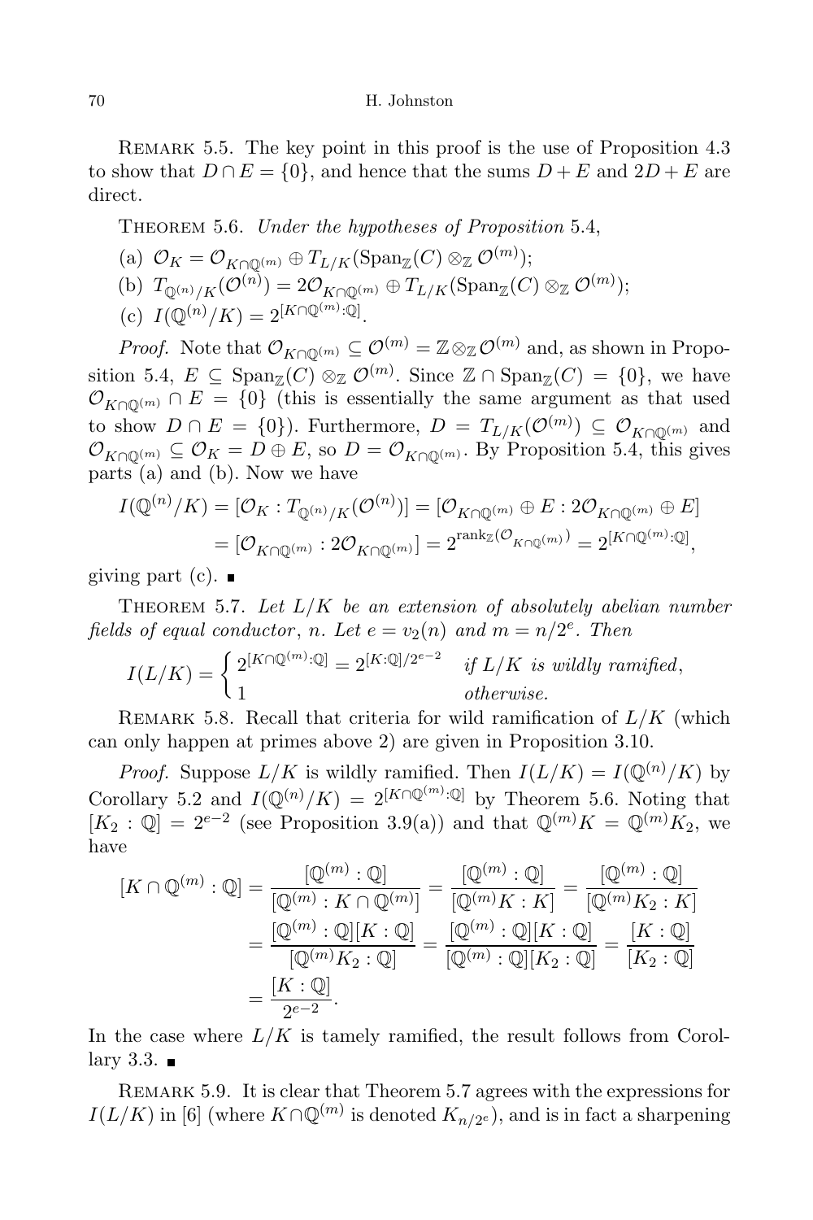Remark 5.5. The key point in this proof is the use of Proposition 4.3 to show that $D \cap E = \{0\}$, and hence that the sums $D + E$ and $2D + E$ are direct.

Theorem 5.6. *Under the hypotheses of Proposition* 5.4,

(a) $\mathcal{O}_K = \mathcal{O}_{K\cap\mathbb{Q}^{(m)}} \oplus T_{L/K}(\mathrm{Span}_{\mathbb{Z}}(C) \otimes_{\mathbb{Z}} \mathcal{O}^{(m)})$;

(b) $T_{\mathbb{Q}^{(n)}/K}(\mathcal{O}^{(n)}) = 2\mathcal{O}_{K\cap\mathbb{Q}^{(m)}} \oplus T_{L/K}(\mathrm{Span}_{\mathbb{Z}}(C) \otimes_{\mathbb{Z}} \mathcal{O}^{(m)})$;

(c) $I(\mathbb{Q}^{(n)}/K) = 2^{[K\cap\mathbb{Q}^{(m)}:\mathbb{Q}]}$.

*Proof.* Note that $\mathcal{O}_{K\cap\mathbb{Q}^{(m)}} \subseteq \mathcal{O}^{(m)} = \mathbb{Z} \otimes_{\mathbb{Z}} \mathcal{O}^{(m)}$ and, as shown in Proposition 5.4, $E \subseteq \mathrm{Span}_{\mathbb{Z}}(C) \otimes_{\mathbb{Z}} \mathcal{O}^{(m)}$. Since $\mathbb{Z} \cap \mathrm{Span}_{\mathbb{Z}}(C) = \{0\}$, we have $\mathcal{O}_{K\cap\mathbb{Q}^{(m)}} \cap E = \{0\}$ (this is essentially the same argument as that used to show $D \cap E = \{0\}$). Furthermore, $D = T_{L/K}(\mathcal{O}^{(m)}) \subseteq \mathcal{O}_{K\cap\mathbb{Q}^{(m)}}$ and $\mathcal{O}_{K\cap\mathbb{Q}^{(m)}} \subseteq \mathcal{O}_K = D \oplus E$, so $D = \mathcal{O}_{K\cap\mathbb{Q}^{(m)}}$. By Proposition 5.4, this gives parts (a) and (b). Now we have

$$\begin{aligned} I(\mathbb{Q}^{(n)}/K) &= [\mathcal{O}_K : T_{\mathbb{Q}^{(n)}/K}(\mathcal{O}^{(n)})] = [\mathcal{O}_{K\cap\mathbb{Q}^{(m)}} \oplus E : 2\mathcal{O}_{K\cap\mathbb{Q}^{(m)}} \oplus E] \\ &= [\mathcal{O}_{K\cap\mathbb{Q}^{(m)}} : 2\mathcal{O}_{K\cap\mathbb{Q}^{(m)}}] = 2^{\mathrm{rank}_{\mathbb{Z}}(\mathcal{O}_{K\cap\mathbb{Q}^{(m)}})} = 2^{[K\cap\mathbb{Q}^{(m)}:\mathbb{Q}]}, \end{aligned}$$

giving part (c). ∎

Theorem 5.7. *Let $L/K$ be an extension of absolutely abelian number fields of equal conductor*, $n$. *Let $e = v_2(n)$ and $m = n/2^e$. Then*

$$I(L/K) = \begin{cases} 2^{[K\cap\mathbb{Q}^{(m)}:\mathbb{Q}]} = 2^{[K:\mathbb{Q}]/2^{e-2}} & \text{if } L/K \text{ is wildly ramified}, \\ 1 & \text{otherwise.} \end{cases}$$

Remark 5.8. Recall that criteria for wild ramification of $L/K$ (which can only happen at primes above 2) are given in Proposition 3.10.

*Proof.* Suppose $L/K$ is wildly ramified. Then $I(L/K) = I(\mathbb{Q}^{(n)}/K)$ by Corollary 5.2 and $I(\mathbb{Q}^{(n)}/K) = 2^{[K\cap\mathbb{Q}^{(m)}:\mathbb{Q}]}$ by Theorem 5.6. Noting that $[K_2 : \mathbb{Q}] = 2^{e-2}$ (see Proposition 3.9(a)) and that $\mathbb{Q}^{(m)}K = \mathbb{Q}^{(m)}K_2$, we have

$$\begin{aligned} [K \cap \mathbb{Q}^{(m)} : \mathbb{Q}] &= \frac{[\mathbb{Q}^{(m)} : \mathbb{Q}]}{[\mathbb{Q}^{(m)} : K \cap \mathbb{Q}^{(m)}]} = \frac{[\mathbb{Q}^{(m)} : \mathbb{Q}]}{[\mathbb{Q}^{(m)}K : K]} = \frac{[\mathbb{Q}^{(m)} : \mathbb{Q}]}{[\mathbb{Q}^{(m)}K_2 : K]} \\ &= \frac{[\mathbb{Q}^{(m)} : \mathbb{Q}][K : \mathbb{Q}]}{[\mathbb{Q}^{(m)}K_2 : \mathbb{Q}]} = \frac{[\mathbb{Q}^{(m)} : \mathbb{Q}][K : \mathbb{Q}]}{[\mathbb{Q}^{(m)} : \mathbb{Q}][K_2 : \mathbb{Q}]} = \frac{[K : \mathbb{Q}]}{[K_2 : \mathbb{Q}]} \\ &= \frac{[K : \mathbb{Q}]}{2^{e-2}}. \end{aligned}$$

In the case where $L/K$ is tamely ramified, the result follows from Corollary 3.3. ∎

Remark 5.9. It is clear that Theorem 5.7 agrees with the expressions for $I(L/K)$ in [6] (where $K \cap \mathbb{Q}^{(m)}$ is denoted $K_{n/2^e}$), and is in fact a sharpening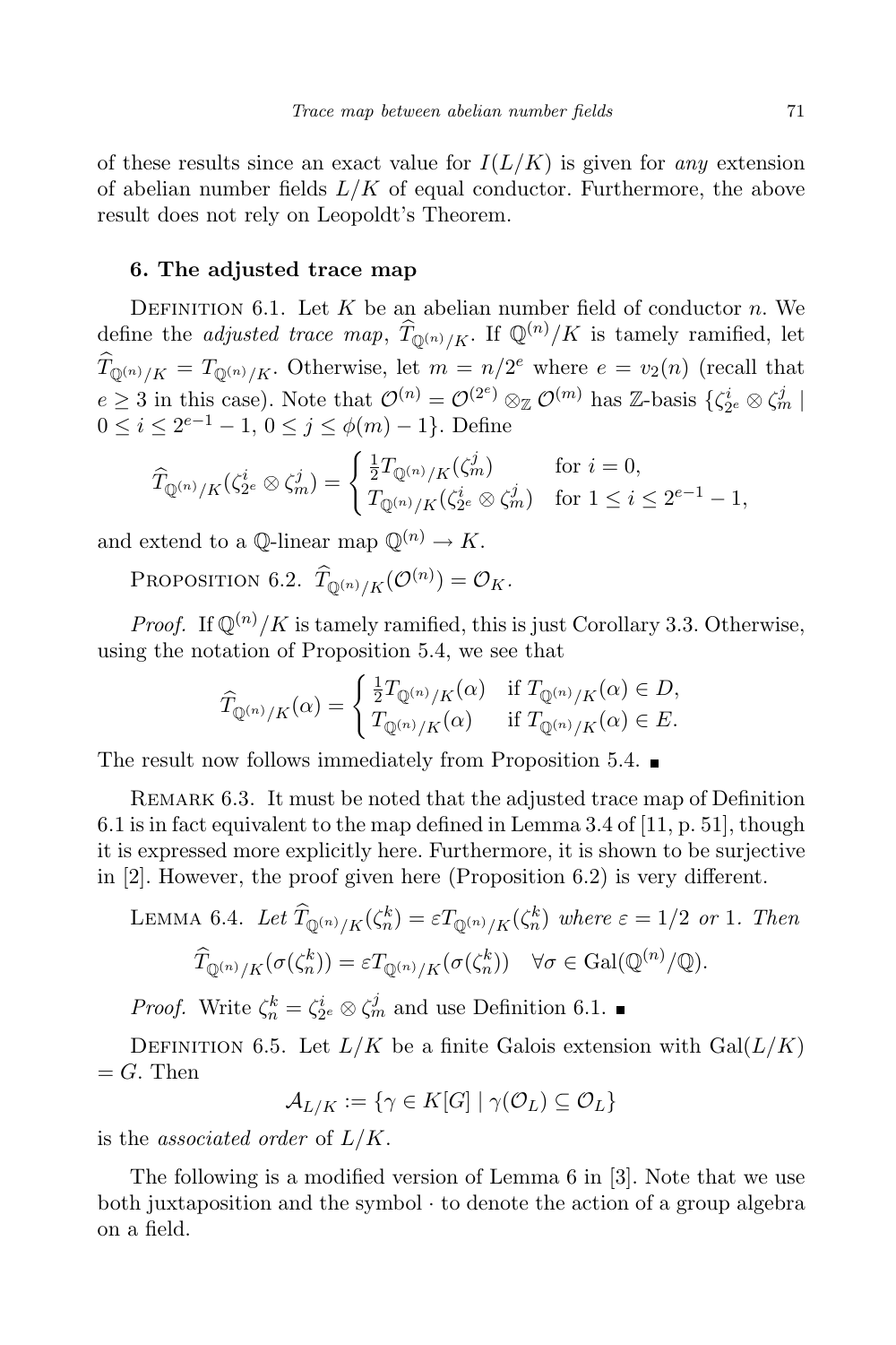of these results since an exact value for $I(L/K)$ is given for *any* extension of abelian number fields $L/K$ of equal conductor. Furthermore, the above result does not rely on Leopoldt's Theorem.

## 6. The adjusted trace map

Definition 6.1. Let $K$ be an abelian number field of conductor $n$. We define the *adjusted trace map*, $\widehat{T}_{\mathbb{Q}^{(n)}/K}$. If $\mathbb{Q}^{(n)}/K$ is tamely ramified, let $\widehat{T}_{\mathbb{Q}^{(n)}/K} = T_{\mathbb{Q}^{(n)}/K}$. Otherwise, let $m = n/2^e$ where $e = v_2(n)$ (recall that $e \geq 3$ in this case). Note that $\mathcal{O}^{(n)} = \mathcal{O}^{(2^e)} \otimes_{\mathbb{Z}} \mathcal{O}^{(m)}$ has $\mathbb{Z}$-basis $\{\zeta_{2^e}^i \otimes \zeta_m^j \mid 0 \leq i \leq 2^{e-1}-1,\ 0 \leq j \leq \phi(m)-1\}$. Define

$$\widehat{T}_{\mathbb{Q}^{(n)}/K}(\zeta_{2^e}^i \otimes \zeta_m^j) = \begin{cases} \frac{1}{2} T_{\mathbb{Q}^{(n)}/K}(\zeta_m^j) & \text{for } i = 0, \\ T_{\mathbb{Q}^{(n)}/K}(\zeta_{2^e}^i \otimes \zeta_m^j) & \text{for } 1 \leq i \leq 2^{e-1}-1, \end{cases}$$

and extend to a $\mathbb{Q}$-linear map $\mathbb{Q}^{(n)} \to K$.

Proposition 6.2. $\widehat{T}_{\mathbb{Q}^{(n)}/K}(\mathcal{O}^{(n)}) = \mathcal{O}_K$.

*Proof.* If $\mathbb{Q}^{(n)}/K$ is tamely ramified, this is just Corollary 3.3. Otherwise, using the notation of Proposition 5.4, we see that

$$\widehat{T}_{\mathbb{Q}^{(n)}/K}(\alpha) = \begin{cases} \frac{1}{2} T_{\mathbb{Q}^{(n)}/K}(\alpha) & \text{if } T_{\mathbb{Q}^{(n)}/K}(\alpha) \in D, \\ T_{\mathbb{Q}^{(n)}/K}(\alpha) & \text{if } T_{\mathbb{Q}^{(n)}/K}(\alpha) \in E. \end{cases}$$

The result now follows immediately from Proposition 5.4. ∎

Remark 6.3. It must be noted that the adjusted trace map of Definition 6.1 is in fact equivalent to the map defined in Lemma 3.4 of [11, p. 51], though it is expressed more explicitly here. Furthermore, it is shown to be surjective in [2]. However, the proof given here (Proposition 6.2) is very different.

Lemma 6.4. *Let $\widehat{T}_{\mathbb{Q}^{(n)}/K}(\zeta_n^k) = \varepsilon T_{\mathbb{Q}^{(n)}/K}(\zeta_n^k)$ where $\varepsilon = 1/2$ or $1$. Then*

$$\widehat{T}_{\mathbb{Q}^{(n)}/K}(\sigma(\zeta_n^k)) = \varepsilon T_{\mathbb{Q}^{(n)}/K}(\sigma(\zeta_n^k)) \quad \forall \sigma \in \mathrm{Gal}(\mathbb{Q}^{(n)}/\mathbb{Q}).$$

*Proof.* Write $\zeta_n^k = \zeta_{2^e}^i \otimes \zeta_m^j$ and use Definition 6.1. ∎

Definition 6.5. Let $L/K$ be a finite Galois extension with $\mathrm{Gal}(L/K) = G$. Then

$$\mathcal{A}_{L/K} := \{\gamma \in K[G] \mid \gamma(\mathcal{O}_L) \subseteq \mathcal{O}_L\}$$

is the *associated order* of $L/K$.

The following is a modified version of Lemma 6 in [3]. Note that we use both juxtaposition and the symbol $\cdot$ to denote the action of a group algebra on a field.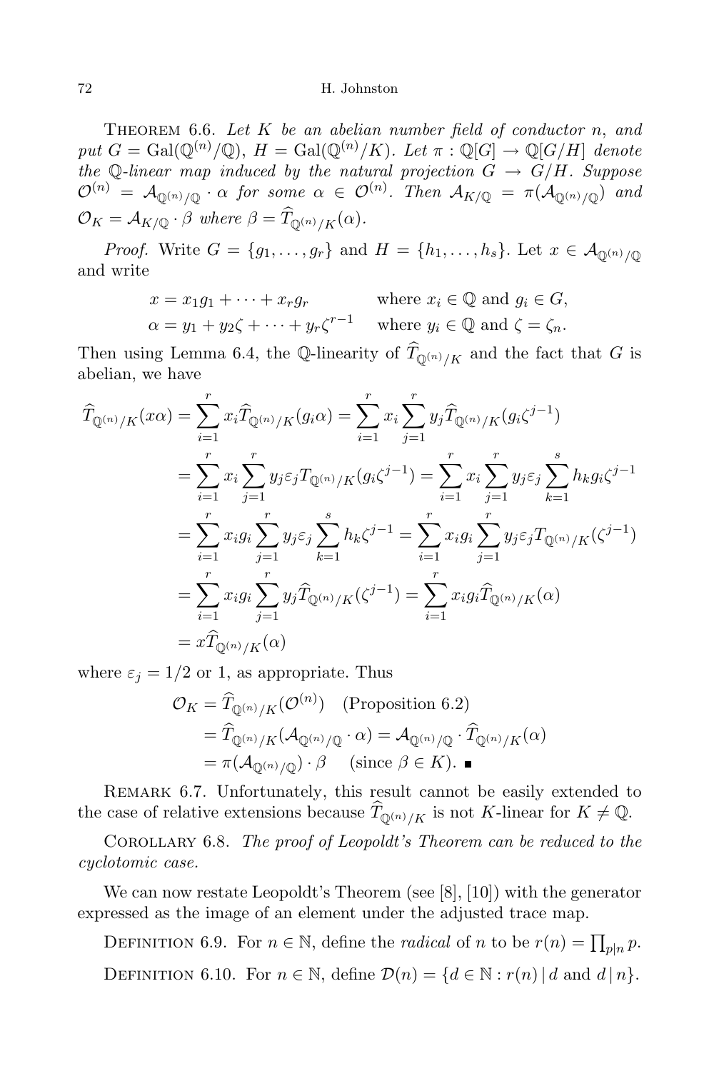Theorem 6.6. *Let $K$ be an abelian number field of conductor $n$, and put $G = \mathrm{Gal}(\mathbb{Q}^{(n)}/\mathbb{Q})$, $H = \mathrm{Gal}(\mathbb{Q}^{(n)}/K)$. Let $\pi : \mathbb{Q}[G] \to \mathbb{Q}[G/H]$ denote the $\mathbb{Q}$-linear map induced by the natural projection $G \to G/H$. Suppose $\mathcal{O}^{(n)} = \mathcal{A}_{\mathbb{Q}^{(n)}/\mathbb{Q}} \cdot \alpha$ for some $\alpha \in \mathcal{O}^{(n)}$. Then $\mathcal{A}_{K/\mathbb{Q}} = \pi(\mathcal{A}_{\mathbb{Q}^{(n)}/\mathbb{Q}})$ and $\mathcal{O}_K = \mathcal{A}_{K/\mathbb{Q}} \cdot \beta$ where $\beta = \widehat{T}_{\mathbb{Q}^{(n)}/K}(\alpha)$.*

*Proof.* Write $G = \{g_1, \ldots, g_r\}$ and $H = \{h_1, \ldots, h_s\}$. Let $x \in \mathcal{A}_{\mathbb{Q}^{(n)}/\mathbb{Q}}$ and write

$$x = x_1 g_1 + \cdots + x_r g_r \qquad \text{where } x_i \in \mathbb{Q} \text{ and } g_i \in G,$$
$$\alpha = y_1 + y_2\zeta + \cdots + y_r \zeta^{r-1} \quad \text{where } y_i \in \mathbb{Q} \text{ and } \zeta = \zeta_n.$$

Then using Lemma 6.4, the $\mathbb{Q}$-linearity of $\widehat{T}_{\mathbb{Q}^{(n)}/K}$ and the fact that $G$ is abelian, we have

$$\begin{aligned}
\widehat{T}_{\mathbb{Q}^{(n)}/K}(x\alpha) &= \sum_{i=1}^{r} x_i \widehat{T}_{\mathbb{Q}^{(n)}/K}(g_i\alpha) = \sum_{i=1}^{r} x_i \sum_{j=1}^{r} y_j \widehat{T}_{\mathbb{Q}^{(n)}/K}(g_i \zeta^{j-1}) \\
&= \sum_{i=1}^{r} x_i \sum_{j=1}^{r} y_j \varepsilon_j T_{\mathbb{Q}^{(n)}/K}(g_i\zeta^{j-1}) = \sum_{i=1}^{r} x_i \sum_{j=1}^{r} y_j \varepsilon_j \sum_{k=1}^{s} h_k g_i \zeta^{j-1} \\
&= \sum_{i=1}^{r} x_i g_i \sum_{j=1}^{r} y_j \varepsilon_j \sum_{k=1}^{s} h_k \zeta^{j-1} = \sum_{i=1}^{r} x_i g_i \sum_{j=1}^{r} y_j \varepsilon_j T_{\mathbb{Q}^{(n)}/K}(\zeta^{j-1}) \\
&= \sum_{i=1}^{r} x_i g_i \sum_{j=1}^{r} y_j \widehat{T}_{\mathbb{Q}^{(n)}/K}(\zeta^{j-1}) = \sum_{i=1}^{r} x_i g_i \widehat{T}_{\mathbb{Q}^{(n)}/K}(\alpha) \\
&= x\widehat{T}_{\mathbb{Q}^{(n)}/K}(\alpha)
\end{aligned}$$

where $\varepsilon_j = 1/2$ or $1$, as appropriate. Thus

$$\begin{aligned}
\mathcal{O}_K &= \widehat{T}_{\mathbb{Q}^{(n)}/K}(\mathcal{O}^{(n)}) \quad \text{(Proposition 6.2)} \\
&= \widehat{T}_{\mathbb{Q}^{(n)}/K}(\mathcal{A}_{\mathbb{Q}^{(n)}/\mathbb{Q}} \cdot \alpha) = \mathcal{A}_{\mathbb{Q}^{(n)}/\mathbb{Q}} \cdot \widehat{T}_{\mathbb{Q}^{(n)}/K}(\alpha) \\
&= \pi(\mathcal{A}_{\mathbb{Q}^{(n)}/\mathbb{Q}}) \cdot \beta \quad \text{(since } \beta \in K\text{)}. \ \blacksquare
\end{aligned}$$

Remark 6.7. Unfortunately, this result cannot be easily extended to the case of relative extensions because $\widehat{T}_{\mathbb{Q}^{(n)}/K}$ is not $K$-linear for $K \neq \mathbb{Q}$.

Corollary 6.8. *The proof of Leopoldt's Theorem can be reduced to the cyclotomic case.*

We can now restate Leopoldt's Theorem (see [8], [10]) with the generator expressed as the image of an element under the adjusted trace map.

Definition 6.9. For $n \in \mathbb{N}$, define the *radical* of $n$ to be $r(n) = \prod_{p|n} p$.

Definition 6.10. For $n \in \mathbb{N}$, define $\mathcal{D}(n) = \{d \in \mathbb{N} : r(n) \mid d \text{ and } d \mid n\}$.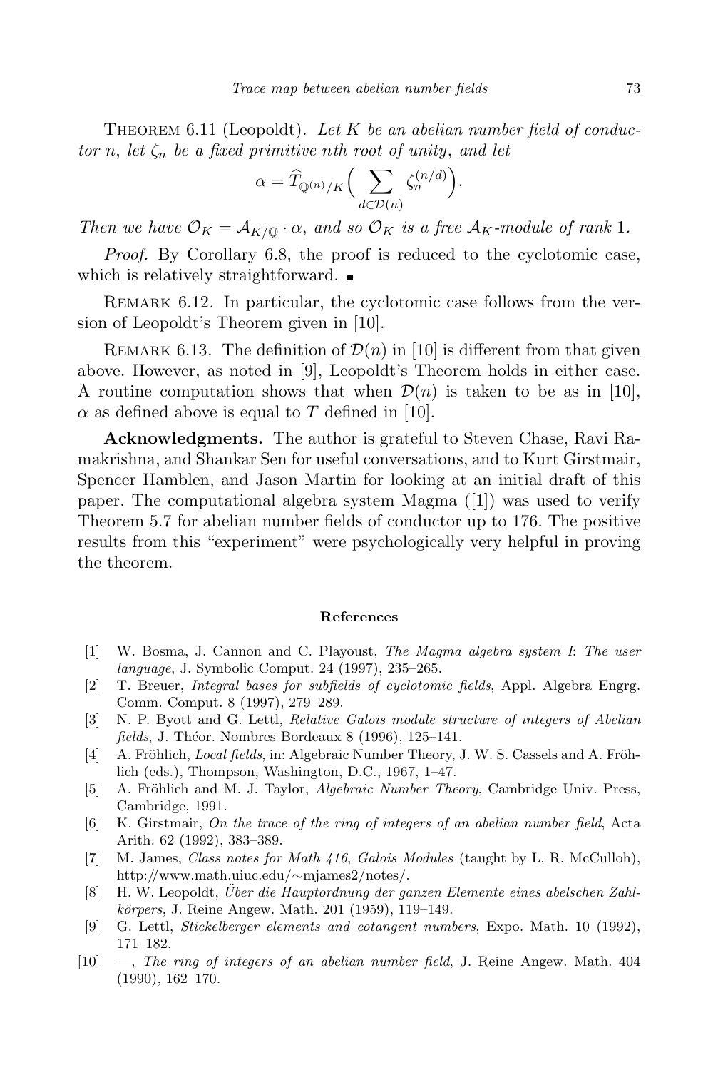THEOREM 6.11 (Leopoldt). *Let $K$ be an abelian number field of conductor $n$, let $\zeta_n$ be a fixed primitive nth root of unity, and let*

$$\alpha = \widehat{T}_{\mathbb{Q}^{(n)}/K}\Big(\sum_{d\in\mathcal{D}(n)} \zeta_n^{(n/d)}\Big).$$

*Then we have $\mathcal{O}_K = \mathcal{A}_{K/\mathbb{Q}} \cdot \alpha$, and so $\mathcal{O}_K$ is a free $\mathcal{A}_K$-module of rank* 1.

*Proof.* By Corollary 6.8, the proof is reduced to the cyclotomic case, which is relatively straightforward. ∎

REMARK 6.12. In particular, the cyclotomic case follows from the version of Leopoldt's Theorem given in [10].

REMARK 6.13. The definition of $\mathcal{D}(n)$ in [10] is different from that given above. However, as noted in [9], Leopoldt's Theorem holds in either case. A routine computation shows that when $\mathcal{D}(n)$ is taken to be as in [10], $\alpha$ as defined above is equal to $T$ defined in [10].

**Acknowledgments.** The author is grateful to Steven Chase, Ravi Ramakrishna, and Shankar Sen for useful conversations, and to Kurt Girstmair, Spencer Hamblen, and Jason Martin for looking at an initial draft of this paper. The computational algebra system Magma ([1]) was used to verify Theorem 5.7 for abelian number fields of conductor up to 176. The positive results from this "experiment" were psychologically very helpful in proving the theorem.

## References

[1] W. Bosma, J. Cannon and C. Playoust, *The Magma algebra system I: The user language*, J. Symbolic Comput. 24 (1997), 235–265.

[2] T. Breuer, *Integral bases for subfields of cyclotomic fields*, Appl. Algebra Engrg. Comm. Comput. 8 (1997), 279–289.

[3] N. P. Byott and G. Lettl, *Relative Galois module structure of integers of Abelian fields*, J. Théor. Nombres Bordeaux 8 (1996), 125–141.

[4] A. Fröhlich, *Local fields*, in: Algebraic Number Theory, J. W. S. Cassels and A. Fröhlich (eds.), Thompson, Washington, D.C., 1967, 1–47.

[5] A. Fröhlich and M. J. Taylor, *Algebraic Number Theory*, Cambridge Univ. Press, Cambridge, 1991.

[6] K. Girstmair, *On the trace of the ring of integers of an abelian number field*, Acta Arith. 62 (1992), 383–389.

[7] M. James, *Class notes for Math 416, Galois Modules* (taught by L. R. McCulloh), http://www.math.uiuc.edu/∼mjames2/notes/.

[8] H. W. Leopoldt, *Über die Hauptordnung der ganzen Elemente eines abelschen Zahlkörpers*, J. Reine Angew. Math. 201 (1959), 119–149.

[9] G. Lettl, *Stickelberger elements and cotangent numbers*, Expo. Math. 10 (1992), 171–182.

[10] —, *The ring of integers of an abelian number field*, J. Reine Angew. Math. 404 (1990), 162–170.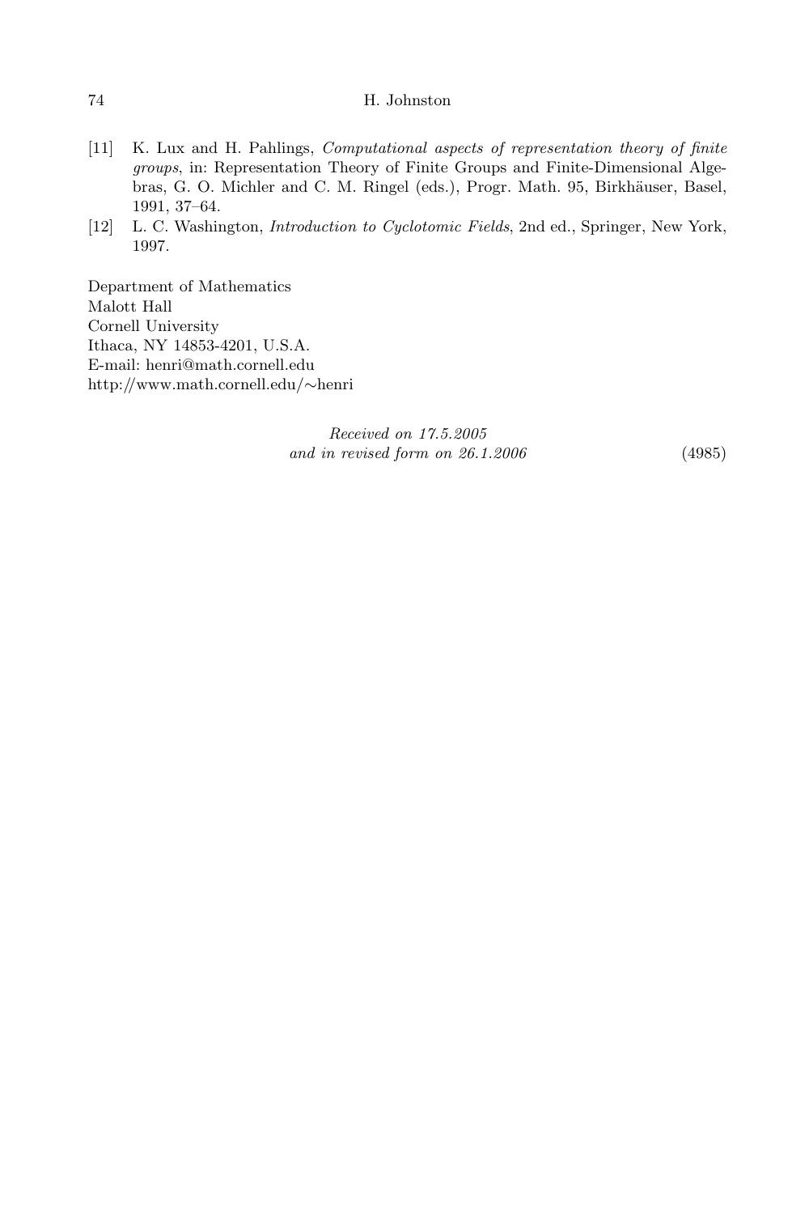[11] K. Lux and H. Pahlings, *Computational aspects of representation theory of finite groups*, in: Representation Theory of Finite Groups and Finite-Dimensional Algebras, G. O. Michler and C. M. Ringel (eds.), Progr. Math. 95, Birkhäuser, Basel, 1991, 37–64.

[12] L. C. Washington, *Introduction to Cyclotomic Fields*, 2nd ed., Springer, New York, 1997.

Department of Mathematics
Malott Hall
Cornell University
Ithaca, NY 14853-4201, U.S.A.
E-mail: henri@math.cornell.edu
http://www.math.cornell.edu/∼henri

*Received on 17.5.2005*
*and in revised form on 26.1.2006* (4985)